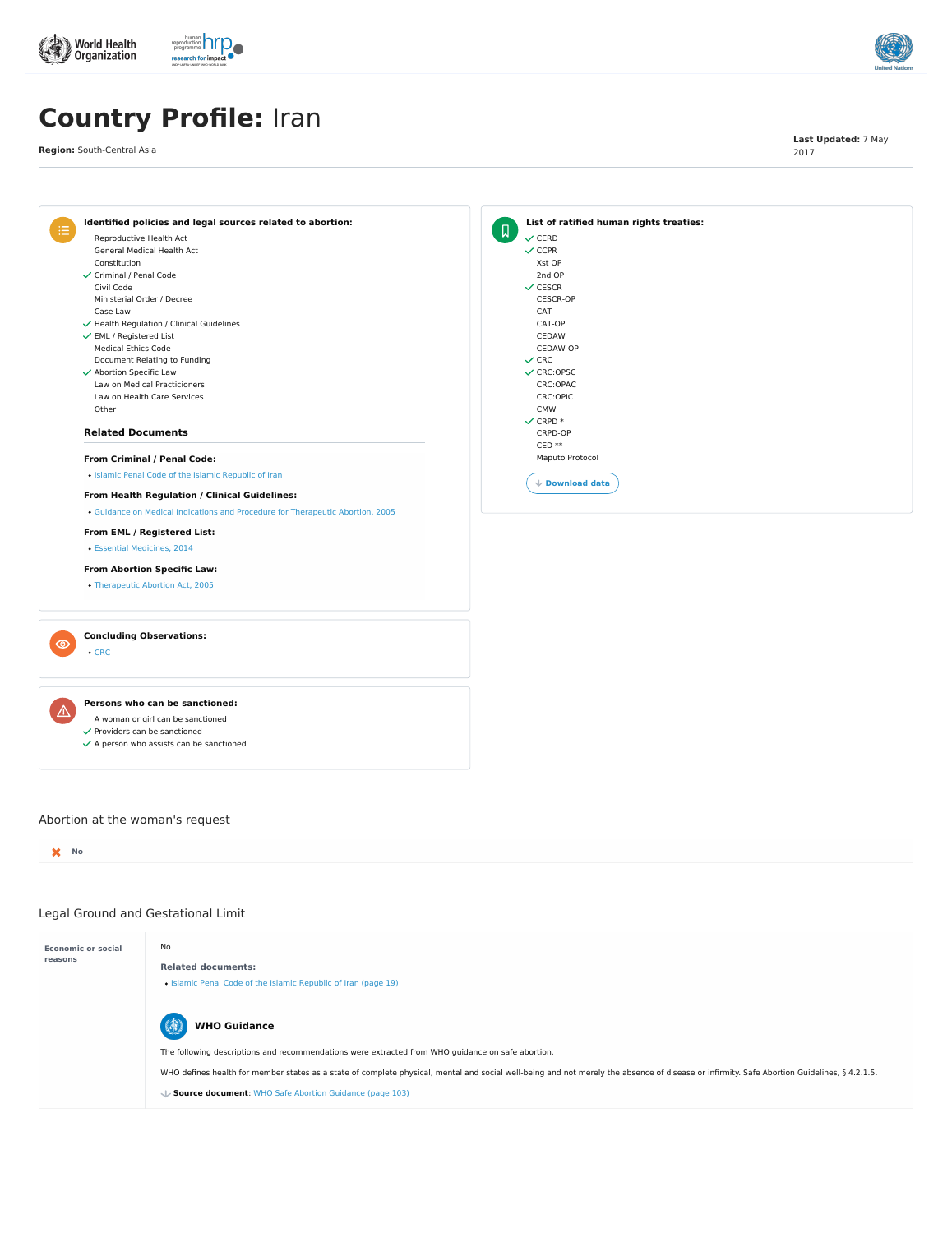# Country Profile: Iran

**Region:** South-Central Asia

**Last Updated:** 7 May 2017

---

**Identified policies and legal sources related to abortion:**

- Reproductive Health Act
- General Medical Health Act
- Constitution
- ✓ Criminal / Penal Code
- Civil Code
- Ministerial Order / Decree
- Case Law
- ✓ Health Regulation / Clinical Guidelines
- ✓ EML / Registered List
- Medical Ethics Code
- Document Relating to Funding
- ✓ Abortion Specific Law
- Law on Medical Practicioners
- Law on Health Care Services
- Other

**Related Documents**

**From Criminal / Penal Code:**

- Islamic Penal Code of the Islamic Republic of Iran

**From Health Regulation / Clinical Guidelines:**

- Guidance on Medical Indications and Procedure for Therapeutic Abortion, 2005

**From EML / Registered List:**

- Essential Medicines, 2014

**From Abortion Specific Law:**

- Therapeutic Abortion Act, 2005

**List of ratified human rights treaties:**

- ✓ CERD
- ✓ CCPR
- Xst OP
- 2nd OP
- ✓ CESCR
- CESCR-OP
- CAT
- CAT-OP
- CEDAW
- CEDAW-OP
- ✓ CRC
- ✓ CRC:OPSC
- CRC:OPAC
- CRC:OPIC
- CMW
- ✓ CRPD *
- CRPD-OP
- CED **
- Maputo Protocol

Download data

**Concluding Observations:**

- CRC

**Persons who can be sanctioned:**

- A woman or girl can be sanctioned
- ✓ Providers can be sanctioned
- ✓ A person who assists can be sanctioned

## Abortion at the woman's request

✗ **No**

## Legal Ground and Gestational Limit

**Economic or social reasons**

No

**Related documents:**

- Islamic Penal Code of the Islamic Republic of Iran (page 19)

**WHO Guidance**

The following descriptions and recommendations were extracted from WHO guidance on safe abortion.

WHO defines health for member states as a state of complete physical, mental and social well-being and not merely the absence of disease or infirmity. Safe Abortion Guidelines, § 4.2.1.5.

**Source document**: WHO Safe Abortion Guidance (page 103)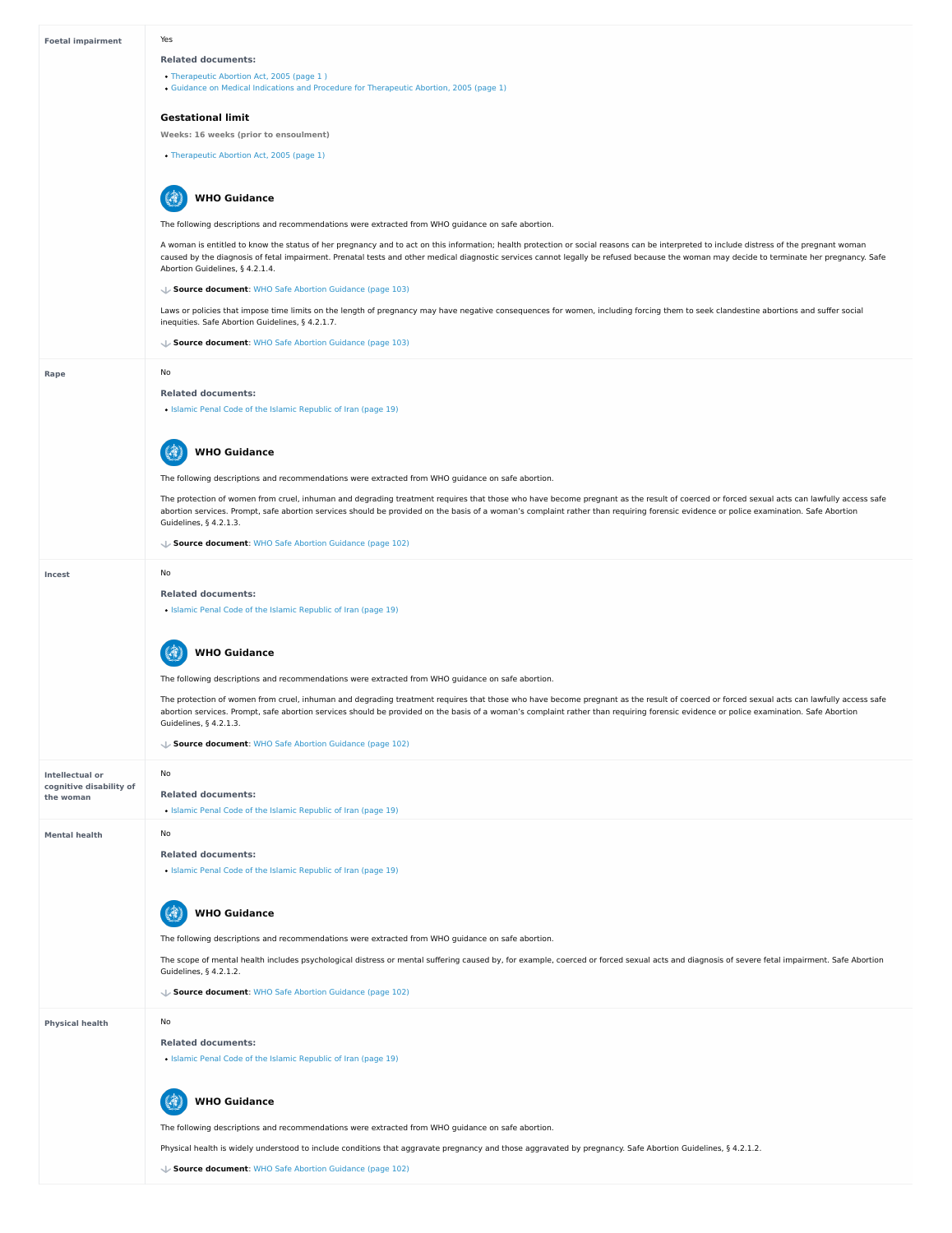**Foetal impairment**

Yes

**Related documents:**

- Therapeutic Abortion Act, 2005 (page 1 )
- Guidance on Medical Indications and Procedure for Therapeutic Abortion, 2005 (page 1)

### Gestational limit

**Weeks: 16 weeks (prior to ensoulment)**

- Therapeutic Abortion Act, 2005 (page 1)

#### WHO Guidance

The following descriptions and recommendations were extracted from WHO guidance on safe abortion.

A woman is entitled to know the status of her pregnancy and to act on this information; health protection or social reasons can be interpreted to include distress of the pregnant woman caused by the diagnosis of fetal impairment. Prenatal tests and other medical diagnostic services cannot legally be refused because the woman may decide to terminate her pregnancy. Safe Abortion Guidelines, § 4.2.1.4.

**Source document**: WHO Safe Abortion Guidance (page 103)

Laws or policies that impose time limits on the length of pregnancy may have negative consequences for women, including forcing them to seek clandestine abortions and suffer social inequities. Safe Abortion Guidelines, § 4.2.1.7.

**Source document**: WHO Safe Abortion Guidance (page 103)

**Rape**

No

**Related documents:**

- Islamic Penal Code of the Islamic Republic of Iran (page 19)

#### WHO Guidance

The following descriptions and recommendations were extracted from WHO guidance on safe abortion.

The protection of women from cruel, inhuman and degrading treatment requires that those who have become pregnant as the result of coerced or forced sexual acts can lawfully access safe abortion services. Prompt, safe abortion services should be provided on the basis of a woman's complaint rather than requiring forensic evidence or police examination. Safe Abortion Guidelines, § 4.2.1.3.

**Source document**: WHO Safe Abortion Guidance (page 102)

**Incest**

No

**Related documents:**

- Islamic Penal Code of the Islamic Republic of Iran (page 19)

#### WHO Guidance

The following descriptions and recommendations were extracted from WHO guidance on safe abortion.

The protection of women from cruel, inhuman and degrading treatment requires that those who have become pregnant as the result of coerced or forced sexual acts can lawfully access safe abortion services. Prompt, safe abortion services should be provided on the basis of a woman's complaint rather than requiring forensic evidence or police examination. Safe Abortion Guidelines, § 4.2.1.3.

**Source document**: WHO Safe Abortion Guidance (page 102)

**Intellectual or cognitive disability of the woman**

No

**Related documents:**

- Islamic Penal Code of the Islamic Republic of Iran (page 19)

**Mental health**

No

**Related documents:**

- Islamic Penal Code of the Islamic Republic of Iran (page 19)

#### WHO Guidance

The following descriptions and recommendations were extracted from WHO guidance on safe abortion.

The scope of mental health includes psychological distress or mental suffering caused by, for example, coerced or forced sexual acts and diagnosis of severe fetal impairment. Safe Abortion Guidelines, § 4.2.1.2.

**Source document**: WHO Safe Abortion Guidance (page 102)

**Physical health**

No

**Related documents:**

- Islamic Penal Code of the Islamic Republic of Iran (page 19)

#### WHO Guidance

The following descriptions and recommendations were extracted from WHO guidance on safe abortion.

Physical health is widely understood to include conditions that aggravate pregnancy and those aggravated by pregnancy. Safe Abortion Guidelines, § 4.2.1.2.

**Source document**: WHO Safe Abortion Guidance (page 102)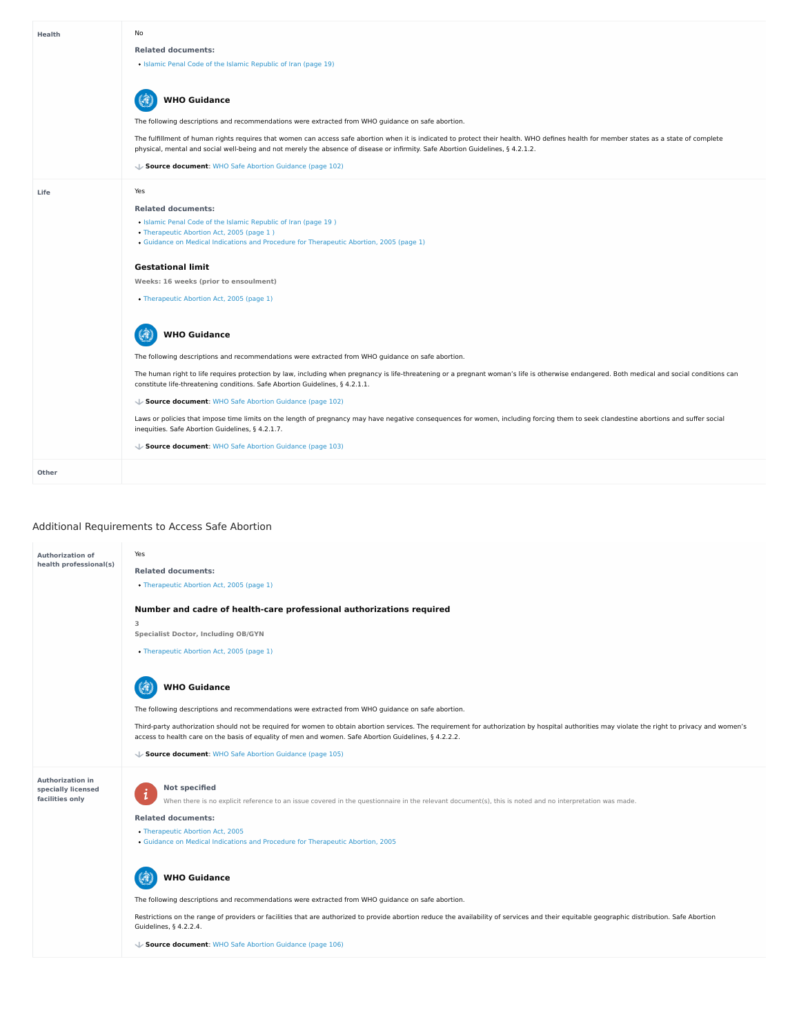**Health**

No

**Related documents:**

- Islamic Penal Code of the Islamic Republic of Iran (page 19)

**WHO Guidance**

The following descriptions and recommendations were extracted from WHO guidance on safe abortion.

The fulfillment of human rights requires that women can access safe abortion when it is indicated to protect their health. WHO defines health for member states as a state of complete physical, mental and social well-being and not merely the absence of disease or infirmity. Safe Abortion Guidelines, § 4.2.1.2.

**Source document**: WHO Safe Abortion Guidance (page 102)

**Life**

Yes

**Related documents:**

- Islamic Penal Code of the Islamic Republic of Iran (page 19 )
- Therapeutic Abortion Act, 2005 (page 1 )
- Guidance on Medical Indications and Procedure for Therapeutic Abortion, 2005 (page 1)

**Gestational limit**

**Weeks: 16 weeks (prior to ensoulment)**

- Therapeutic Abortion Act, 2005 (page 1)

**WHO Guidance**

The following descriptions and recommendations were extracted from WHO guidance on safe abortion.

The human right to life requires protection by law, including when pregnancy is life-threatening or a pregnant woman's life is otherwise endangered. Both medical and social conditions can constitute life-threatening conditions. Safe Abortion Guidelines, § 4.2.1.1.

**Source document**: WHO Safe Abortion Guidance (page 102)

Laws or policies that impose time limits on the length of pregnancy may have negative consequences for women, including forcing them to seek clandestine abortions and suffer social inequities. Safe Abortion Guidelines, § 4.2.1.7.

**Source document**: WHO Safe Abortion Guidance (page 103)

**Other**

## Additional Requirements to Access Safe Abortion

**Authorization of health professional(s)**

Yes

**Related documents:**

- Therapeutic Abortion Act, 2005 (page 1)

**Number and cadre of health-care professional authorizations required**

**3**
**Specialist Doctor, Including OB/GYN**

- Therapeutic Abortion Act, 2005 (page 1)

**WHO Guidance**

The following descriptions and recommendations were extracted from WHO guidance on safe abortion.

Third-party authorization should not be required for women to obtain abortion services. The requirement for authorization by hospital authorities may violate the right to privacy and women's access to health care on the basis of equality of men and women. Safe Abortion Guidelines, § 4.2.2.2.

**Source document**: WHO Safe Abortion Guidance (page 105)

**Authorization in specially licensed facilities only**

**Not specified**

When there is no explicit reference to an issue covered in the questionnaire in the relevant document(s), this is noted and no interpretation was made.

**Related documents:**

- Therapeutic Abortion Act, 2005
- Guidance on Medical Indications and Procedure for Therapeutic Abortion, 2005

**WHO Guidance**

The following descriptions and recommendations were extracted from WHO guidance on safe abortion.

Restrictions on the range of providers or facilities that are authorized to provide abortion reduce the availability of services and their equitable geographic distribution. Safe Abortion Guidelines, § 4.2.2.4.

**Source document**: WHO Safe Abortion Guidance (page 106)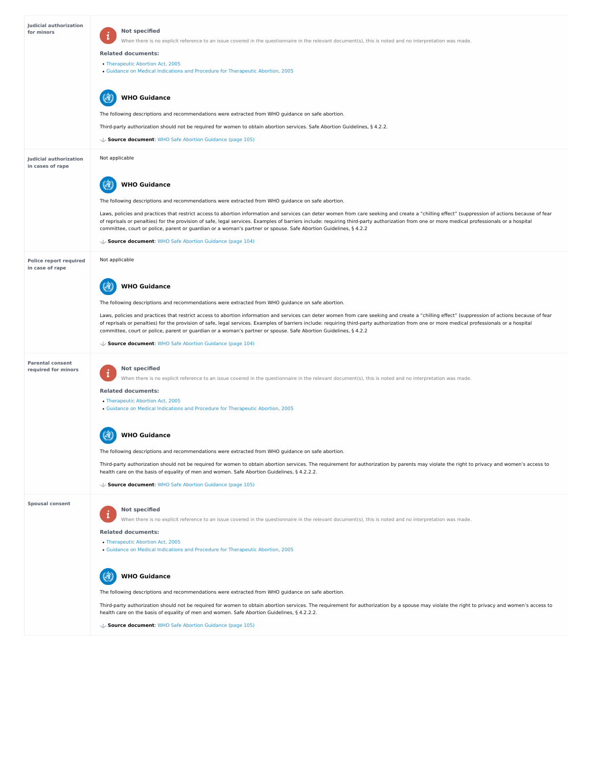| | |
|---|---|
| **Judicial authorization for minors** | **Not specified**<br>When there is no explicit reference to an issue covered in the questionnaire in the relevant document(s), this is noted and no interpretation was made.<br><br>**Related documents:**<br>• Therapeutic Abortion Act, 2005<br>• Guidance on Medical Indications and Procedure for Therapeutic Abortion, 2005<br><br>**WHO Guidance**<br>The following descriptions and recommendations were extracted from WHO guidance on safe abortion.<br><br>Third-party authorization should not be required for women to obtain abortion services. Safe Abortion Guidelines, § 4.2.2.<br><br>**Source document**: WHO Safe Abortion Guidance (page 105) |
| **Judicial authorization in cases of rape** | Not applicable<br><br>**WHO Guidance**<br>The following descriptions and recommendations were extracted from WHO guidance on safe abortion.<br><br>Laws, policies and practices that restrict access to abortion information and services can deter women from care seeking and create a "chilling effect" (suppression of actions because of fear of reprisals or penalties) for the provision of safe, legal services. Examples of barriers include: requiring third-party authorization from one or more medical professionals or a hospital committee, court or police, parent or guardian or a woman's partner or spouse. Safe Abortion Guidelines, § 4.2.2<br><br>**Source document**: WHO Safe Abortion Guidance (page 104) |
| **Police report required in case of rape** | Not applicable<br><br>**WHO Guidance**<br>The following descriptions and recommendations were extracted from WHO guidance on safe abortion.<br><br>Laws, policies and practices that restrict access to abortion information and services can deter women from care seeking and create a "chilling effect" (suppression of actions because of fear of reprisals or penalties) for the provision of safe, legal services. Examples of barriers include: requiring third-party authorization from one or more medical professionals or a hospital committee, court or police, parent or guardian or a woman's partner or spouse. Safe Abortion Guidelines, § 4.2.2<br><br>**Source document**: WHO Safe Abortion Guidance (page 104) |
| **Parental consent required for minors** | **Not specified**<br>When there is no explicit reference to an issue covered in the questionnaire in the relevant document(s), this is noted and no interpretation was made.<br><br>**Related documents:**<br>• Therapeutic Abortion Act, 2005<br>• Guidance on Medical Indications and Procedure for Therapeutic Abortion, 2005<br><br>**WHO Guidance**<br>The following descriptions and recommendations were extracted from WHO guidance on safe abortion.<br><br>Third-party authorization should not be required for women to obtain abortion services. The requirement for authorization by parents may violate the right to privacy and women's access to health care on the basis of equality of men and women. Safe Abortion Guidelines, § 4.2.2.2.<br><br>**Source document**: WHO Safe Abortion Guidance (page 105) |
| **Spousal consent** | **Not specified**<br>When there is no explicit reference to an issue covered in the questionnaire in the relevant document(s), this is noted and no interpretation was made.<br><br>**Related documents:**<br>• Therapeutic Abortion Act, 2005<br>• Guidance on Medical Indications and Procedure for Therapeutic Abortion, 2005<br><br>**WHO Guidance**<br>The following descriptions and recommendations were extracted from WHO guidance on safe abortion.<br><br>Third-party authorization should not be required for women to obtain abortion services. The requirement for authorization by a spouse may violate the right to privacy and women's access to health care on the basis of equality of men and women. Safe Abortion Guidelines, § 4.2.2.2.<br><br>**Source document**: WHO Safe Abortion Guidance (page 105) |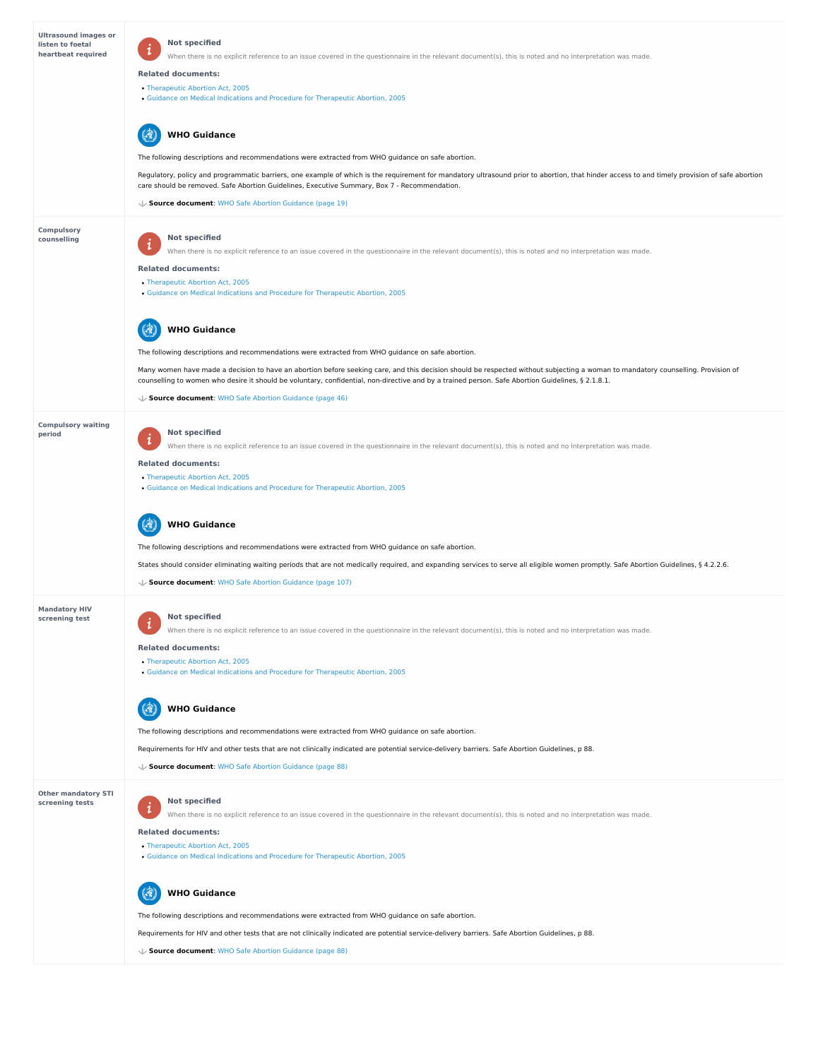| | |
|---|---|
| **Ultrasound images or listen to foetal heartbeat required** | **Not specified**<br>When there is no explicit reference to an issue covered in the questionnaire in the relevant document(s), this is noted and no interpretation was made.<br><br>**Related documents:**<br>• Therapeutic Abortion Act, 2005<br>• Guidance on Medical Indications and Procedure for Therapeutic Abortion, 2005<br><br>**WHO Guidance**<br>The following descriptions and recommendations were extracted from WHO guidance on safe abortion.<br><br>Regulatory, policy and programmatic barriers, one example of which is the requirement for mandatory ultrasound prior to abortion, that hinder access to and timely provision of safe abortion care should be removed. Safe Abortion Guidelines, Executive Summary, Box 7 - Recommendation.<br><br>**Source document**: WHO Safe Abortion Guidance (page 19) |
| **Compulsory counselling** | **Not specified**<br>When there is no explicit reference to an issue covered in the questionnaire in the relevant document(s), this is noted and no interpretation was made.<br><br>**Related documents:**<br>• Therapeutic Abortion Act, 2005<br>• Guidance on Medical Indications and Procedure for Therapeutic Abortion, 2005<br><br>**WHO Guidance**<br>The following descriptions and recommendations were extracted from WHO guidance on safe abortion.<br><br>Many women have made a decision to have an abortion before seeking care, and this decision should be respected without subjecting a woman to mandatory counselling. Provision of counselling to women who desire it should be voluntary, confidential, non-directive and by a trained person. Safe Abortion Guidelines, § 2.1.8.1.<br><br>**Source document**: WHO Safe Abortion Guidance (page 46) |
| **Compulsory waiting period** | **Not specified**<br>When there is no explicit reference to an issue covered in the questionnaire in the relevant document(s), this is noted and no interpretation was made.<br><br>**Related documents:**<br>• Therapeutic Abortion Act, 2005<br>• Guidance on Medical Indications and Procedure for Therapeutic Abortion, 2005<br><br>**WHO Guidance**<br>The following descriptions and recommendations were extracted from WHO guidance on safe abortion.<br><br>States should consider eliminating waiting periods that are not medically required, and expanding services to serve all eligible women promptly. Safe Abortion Guidelines, § 4.2.2.6.<br><br>**Source document**: WHO Safe Abortion Guidance (page 107) |
| **Mandatory HIV screening test** | **Not specified**<br>When there is no explicit reference to an issue covered in the questionnaire in the relevant document(s), this is noted and no interpretation was made.<br><br>**Related documents:**<br>• Therapeutic Abortion Act, 2005<br>• Guidance on Medical Indications and Procedure for Therapeutic Abortion, 2005<br><br>**WHO Guidance**<br>The following descriptions and recommendations were extracted from WHO guidance on safe abortion.<br><br>Requirements for HIV and other tests that are not clinically indicated are potential service-delivery barriers. Safe Abortion Guidelines, p 88.<br><br>**Source document**: WHO Safe Abortion Guidance (page 88) |
| **Other mandatory STI screening tests** | **Not specified**<br>When there is no explicit reference to an issue covered in the questionnaire in the relevant document(s), this is noted and no interpretation was made.<br><br>**Related documents:**<br>• Therapeutic Abortion Act, 2005<br>• Guidance on Medical Indications and Procedure for Therapeutic Abortion, 2005<br><br>**WHO Guidance**<br>The following descriptions and recommendations were extracted from WHO guidance on safe abortion.<br><br>Requirements for HIV and other tests that are not clinically indicated are potential service-delivery barriers. Safe Abortion Guidelines, p 88.<br><br>**Source document**: WHO Safe Abortion Guidance (page 88) |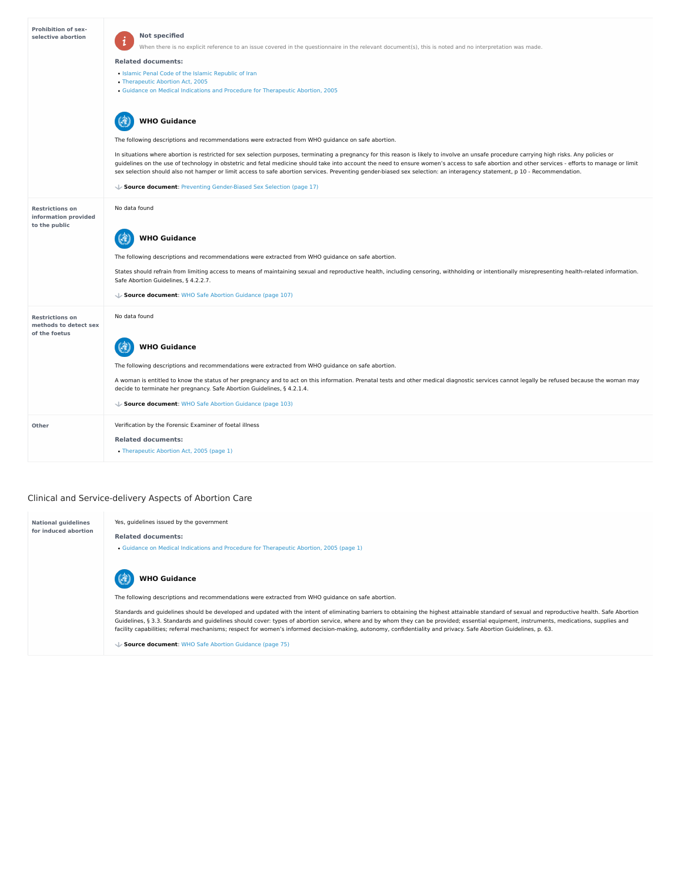**Prohibition of sex-selective abortion**

**Not specified**

When there is no explicit reference to an issue covered in the questionnaire in the relevant document(s), this is noted and no interpretation was made.

**Related documents:**

- Islamic Penal Code of the Islamic Republic of Iran
- Therapeutic Abortion Act, 2005
- Guidance on Medical Indications and Procedure for Therapeutic Abortion, 2005

**WHO Guidance**

The following descriptions and recommendations were extracted from WHO guidance on safe abortion.

In situations where abortion is restricted for sex selection purposes, terminating a pregnancy for this reason is likely to involve an unsafe procedure carrying high risks. Any policies or guidelines on the use of technology in obstetric and fetal medicine should take into account the need to ensure women's access to safe abortion and other services - efforts to manage or limit sex selection should also not hamper or limit access to safe abortion services. Preventing gender-biased sex selection: an interagency statement, p 10 - Recommendation.

**Source document**: Preventing Gender-Biased Sex Selection (page 17)

**Restrictions on information provided to the public**

No data found

**WHO Guidance**

The following descriptions and recommendations were extracted from WHO guidance on safe abortion.

States should refrain from limiting access to means of maintaining sexual and reproductive health, including censoring, withholding or intentionally misrepresenting health-related information. Safe Abortion Guidelines, § 4.2.2.7.

**Source document**: WHO Safe Abortion Guidance (page 107)

**Restrictions on methods to detect sex of the foetus**

No data found

**WHO Guidance**

The following descriptions and recommendations were extracted from WHO guidance on safe abortion.

A woman is entitled to know the status of her pregnancy and to act on this information. Prenatal tests and other medical diagnostic services cannot legally be refused because the woman may decide to terminate her pregnancy. Safe Abortion Guidelines, § 4.2.1.4.

**Source document**: WHO Safe Abortion Guidance (page 103)

**Other**

Verification by the Forensic Examiner of foetal illness

**Related documents:**

- Therapeutic Abortion Act, 2005 (page 1)

## Clinical and Service-delivery Aspects of Abortion Care

**National guidelines for induced abortion**

Yes, guidelines issued by the government

**Related documents:**

- Guidance on Medical Indications and Procedure for Therapeutic Abortion, 2005 (page 1)

**WHO Guidance**

The following descriptions and recommendations were extracted from WHO guidance on safe abortion.

Standards and guidelines should be developed and updated with the intent of eliminating barriers to obtaining the highest attainable standard of sexual and reproductive health. Safe Abortion Guidelines, § 3.3. Standards and guidelines should cover: types of abortion service, where and by whom they can be provided; essential equipment, instruments, medications, supplies and facility capabilities; referral mechanisms; respect for women's informed decision-making, autonomy, confidentiality and privacy. Safe Abortion Guidelines, p. 63.

**Source document**: WHO Safe Abortion Guidance (page 75)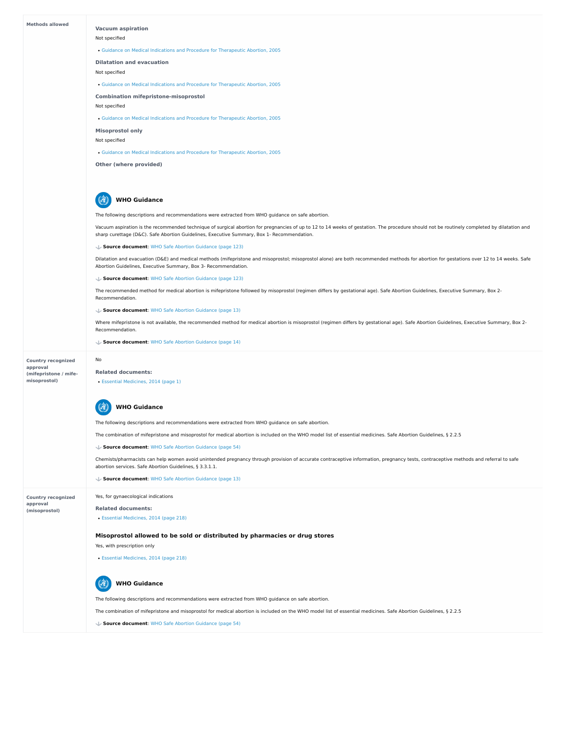**Methods allowed**

### Vacuum aspiration

Not specified

- Guidance on Medical Indications and Procedure for Therapeutic Abortion, 2005

### Dilatation and evacuation

Not specified

- Guidance on Medical Indications and Procedure for Therapeutic Abortion, 2005

### Combination mifepristone-misoprostol

Not specified

- Guidance on Medical Indications and Procedure for Therapeutic Abortion, 2005

### Misoprostol only

Not specified

- Guidance on Medical Indications and Procedure for Therapeutic Abortion, 2005

### Other (where provided)

#### WHO Guidance

The following descriptions and recommendations were extracted from WHO guidance on safe abortion.

Vacuum aspiration is the recommended technique of surgical abortion for pregnancies of up to 12 to 14 weeks of gestation. The procedure should not be routinely completed by dilatation and sharp curettage (D&C). Safe Abortion Guidelines, Executive Summary, Box 1- Recommendation.

**Source document**: WHO Safe Abortion Guidance (page 123)

Dilatation and evacuation (D&E) and medical methods (mifepristone and misoprostol; misoprostol alone) are both recommended methods for abortion for gestations over 12 to 14 weeks. Safe Abortion Guidelines, Executive Summary, Box 3- Recommendation.

**Source document**: WHO Safe Abortion Guidance (page 123)

The recommended method for medical abortion is mifepristone followed by misoprostol (regimen differs by gestational age). Safe Abortion Guidelines, Executive Summary, Box 2- Recommendation.

**Source document**: WHO Safe Abortion Guidance (page 13)

Where mifepristone is not available, the recommended method for medical abortion is misoprostol (regimen differs by gestational age). Safe Abortion Guidelines, Executive Summary, Box 2- Recommendation.

**Source document**: WHO Safe Abortion Guidance (page 14)

---

**Country recognized approval (mifepristone / mife-misoprostol)**

No

### Related documents:

- Essential Medicines, 2014 (page 1)

#### WHO Guidance

The following descriptions and recommendations were extracted from WHO guidance on safe abortion.

The combination of mifepristone and misoprostol for medical abortion is included on the WHO model list of essential medicines. Safe Abortion Guidelines, § 2.2.5

**Source document**: WHO Safe Abortion Guidance (page 54)

Chemists/pharmacists can help women avoid unintended pregnancy through provision of accurate contraceptive information, pregnancy tests, contraceptive methods and referral to safe abortion services. Safe Abortion Guidelines, § 3.3.1.1.

**Source document**: WHO Safe Abortion Guidance (page 13)

---

**Country recognized approval (misoprostol)**

Yes, for gynaecological indications

### Related documents:

- Essential Medicines, 2014 (page 218)

### Misoprostol allowed to be sold or distributed by pharmacies or drug stores

Yes, with prescription only

- Essential Medicines, 2014 (page 218)

#### WHO Guidance

The following descriptions and recommendations were extracted from WHO guidance on safe abortion.

The combination of mifepristone and misoprostol for medical abortion is included on the WHO model list of essential medicines. Safe Abortion Guidelines, § 2.2.5

**Source document**: WHO Safe Abortion Guidance (page 54)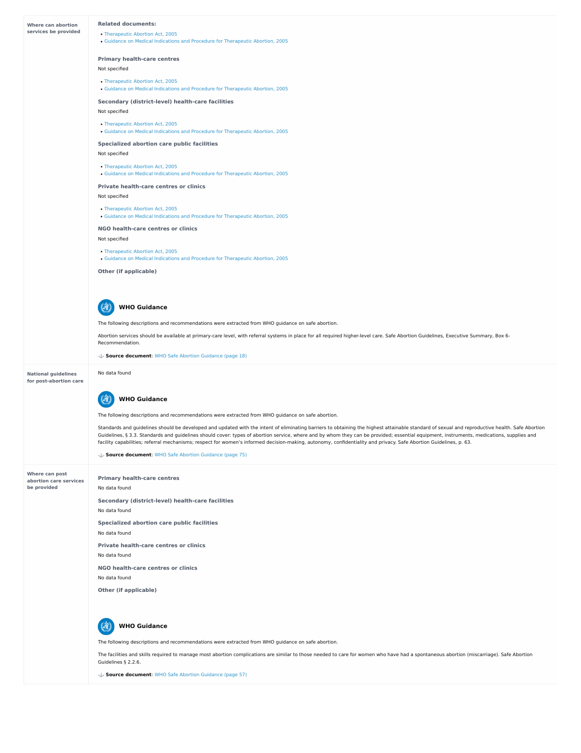| | |
|---|---|
| **Where can abortion services be provided** | **Related documents:**<br>• Therapeutic Abortion Act, 2005<br>• Guidance on Medical Indications and Procedure for Therapeutic Abortion, 2005<br><br>**Primary health-care centres**<br>Not specified<br>• Therapeutic Abortion Act, 2005<br>• Guidance on Medical Indications and Procedure for Therapeutic Abortion, 2005<br><br>**Secondary (district-level) health-care facilities**<br>Not specified<br>• Therapeutic Abortion Act, 2005<br>• Guidance on Medical Indications and Procedure for Therapeutic Abortion, 2005<br><br>**Specialized abortion care public facilities**<br>Not specified<br>• Therapeutic Abortion Act, 2005<br>• Guidance on Medical Indications and Procedure for Therapeutic Abortion, 2005<br><br>**Private health-care centres or clinics**<br>Not specified<br>• Therapeutic Abortion Act, 2005<br>• Guidance on Medical Indications and Procedure for Therapeutic Abortion, 2005<br><br>**NGO health-care centres or clinics**<br>Not specified<br>• Therapeutic Abortion Act, 2005<br>• Guidance on Medical Indications and Procedure for Therapeutic Abortion, 2005<br><br>**Other (if applicable)**<br><br>**WHO Guidance**<br>The following descriptions and recommendations were extracted from WHO guidance on safe abortion.<br>Abortion services should be available at primary-care level, with referral systems in place for all required higher-level care. Safe Abortion Guidelines, Executive Summary, Box 6-Recommendation.<br>**Source document**: WHO Safe Abortion Guidance (page 18) |
| **National guidelines for post-abortion care** | No data found<br><br>**WHO Guidance**<br>The following descriptions and recommendations were extracted from WHO guidance on safe abortion.<br>Standards and guidelines should be developed and updated with the intent of eliminating barriers to obtaining the highest attainable standard of sexual and reproductive health. Safe Abortion Guidelines, § 3.3. Standards and guidelines should cover: types of abortion service, where and by whom they can be provided; essential equipment, instruments, medications, supplies and facility capabilities; referral mechanisms; respect for women's informed decision-making, autonomy, confidentiality and privacy. Safe Abortion Guidelines, p. 63.<br>**Source document**: WHO Safe Abortion Guidance (page 75) |
| **Where can post abortion care services be provided** | **Primary health-care centres**<br>No data found<br><br>**Secondary (district-level) health-care facilities**<br>No data found<br><br>**Specialized abortion care public facilities**<br>No data found<br><br>**Private health-care centres or clinics**<br>No data found<br><br>**NGO health-care centres or clinics**<br>No data found<br><br>**Other (if applicable)**<br><br>**WHO Guidance**<br>The following descriptions and recommendations were extracted from WHO guidance on safe abortion.<br>The facilities and skills required to manage most abortion complications are similar to those needed to care for women who have had a spontaneous abortion (miscarriage). Safe Abortion Guidelines § 2.2.6.<br>**Source document**: WHO Safe Abortion Guidance (page 57) |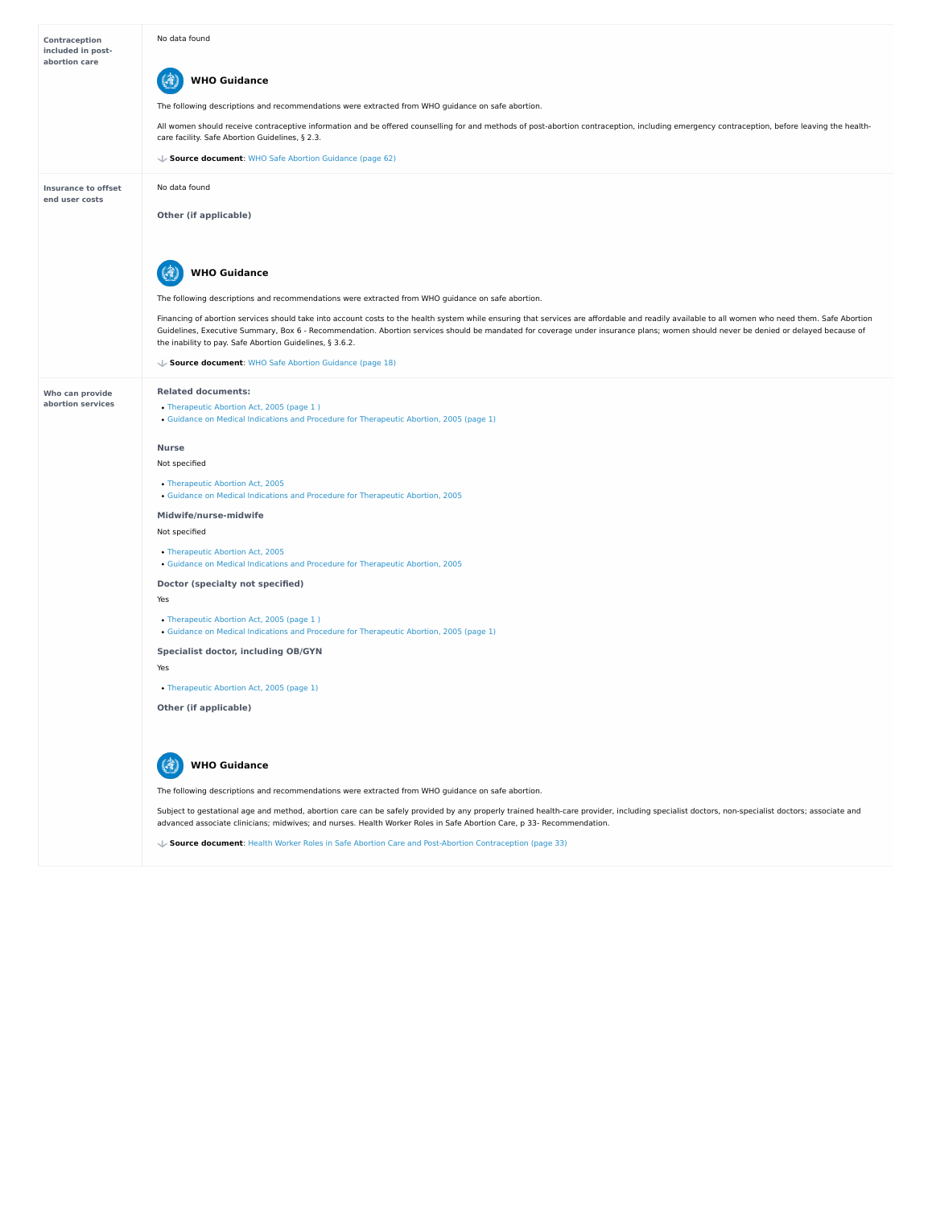**Contraception included in post-abortion care**

No data found

### WHO Guidance

The following descriptions and recommendations were extracted from WHO guidance on safe abortion.

All women should receive contraceptive information and be offered counselling for and methods of post-abortion contraception, including emergency contraception, before leaving the health-care facility. Safe Abortion Guidelines, § 2.3.

**Source document**: WHO Safe Abortion Guidance (page 62)

---

**Insurance to offset end user costs**

No data found

**Other (if applicable)**

### WHO Guidance

The following descriptions and recommendations were extracted from WHO guidance on safe abortion.

Financing of abortion services should take into account costs to the health system while ensuring that services are affordable and readily available to all women who need them. Safe Abortion Guidelines, Executive Summary, Box 6 - Recommendation. Abortion services should be mandated for coverage under insurance plans; women should never be denied or delayed because of the inability to pay. Safe Abortion Guidelines, § 3.6.2.

**Source document**: WHO Safe Abortion Guidance (page 18)

---

**Who can provide abortion services**

**Related documents:**

- Therapeutic Abortion Act, 2005 (page 1 )
- Guidance on Medical Indications and Procedure for Therapeutic Abortion, 2005 (page 1)

**Nurse**

Not specified

- Therapeutic Abortion Act, 2005
- Guidance on Medical Indications and Procedure for Therapeutic Abortion, 2005

**Midwife/nurse-midwife**

Not specified

- Therapeutic Abortion Act, 2005
- Guidance on Medical Indications and Procedure for Therapeutic Abortion, 2005

**Doctor (specialty not specified)**

Yes

- Therapeutic Abortion Act, 2005 (page 1 )
- Guidance on Medical Indications and Procedure for Therapeutic Abortion, 2005 (page 1)

**Specialist doctor, including OB/GYN**

Yes

- Therapeutic Abortion Act, 2005 (page 1)

**Other (if applicable)**

### WHO Guidance

The following descriptions and recommendations were extracted from WHO guidance on safe abortion.

Subject to gestational age and method, abortion care can be safely provided by any properly trained health-care provider, including specialist doctors, non-specialist doctors; associate and advanced associate clinicians; midwives; and nurses. Health Worker Roles in Safe Abortion Care, p 33- Recommendation.

**Source document**: Health Worker Roles in Safe Abortion Care and Post-Abortion Contraception (page 33)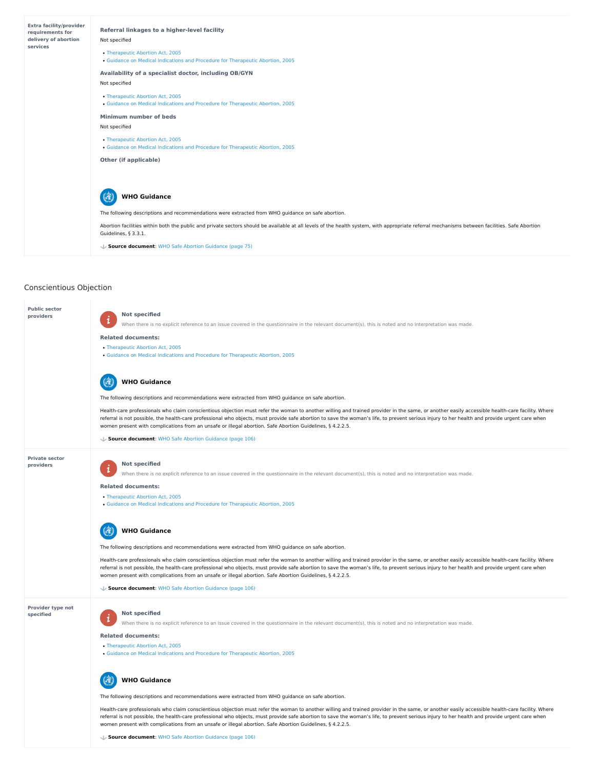**Extra facility/provider requirements for delivery of abortion services**

**Referral linkages to a higher-level facility**

Not specified

- Therapeutic Abortion Act, 2005
- Guidance on Medical Indications and Procedure for Therapeutic Abortion, 2005

**Availability of a specialist doctor, including OB/GYN**

Not specified

- Therapeutic Abortion Act, 2005
- Guidance on Medical Indications and Procedure for Therapeutic Abortion, 2005

**Minimum number of beds**

Not specified

- Therapeutic Abortion Act, 2005
- Guidance on Medical Indications and Procedure for Therapeutic Abortion, 2005

**Other (if applicable)**

**WHO Guidance**

The following descriptions and recommendations were extracted from WHO guidance on safe abortion.

Abortion facilities within both the public and private sectors should be available at all levels of the health system, with appropriate referral mechanisms between facilities. Safe Abortion Guidelines, § 3.3.1.

**Source document**: WHO Safe Abortion Guidance (page 75)

## Conscientious Objection

**Public sector providers**

**Not specified**

When there is no explicit reference to an issue covered in the questionnaire in the relevant document(s), this is noted and no interpretation was made.

**Related documents:**

- Therapeutic Abortion Act, 2005
- Guidance on Medical Indications and Procedure for Therapeutic Abortion, 2005

**WHO Guidance**

The following descriptions and recommendations were extracted from WHO guidance on safe abortion.

Health-care professionals who claim conscientious objection must refer the woman to another willing and trained provider in the same, or another easily accessible health-care facility. Where referral is not possible, the health-care professional who objects, must provide safe abortion to save the woman's life, to prevent serious injury to her health and provide urgent care when women present with complications from an unsafe or illegal abortion. Safe Abortion Guidelines, § 4.2.2.5.

**Source document**: WHO Safe Abortion Guidance (page 106)

**Private sector providers**

**Not specified**

When there is no explicit reference to an issue covered in the questionnaire in the relevant document(s), this is noted and no interpretation was made.

**Related documents:**

- Therapeutic Abortion Act, 2005
- Guidance on Medical Indications and Procedure for Therapeutic Abortion, 2005

**WHO Guidance**

The following descriptions and recommendations were extracted from WHO guidance on safe abortion.

Health-care professionals who claim conscientious objection must refer the woman to another willing and trained provider in the same, or another easily accessible health-care facility. Where referral is not possible, the health-care professional who objects, must provide safe abortion to save the woman's life, to prevent serious injury to her health and provide urgent care when women present with complications from an unsafe or illegal abortion. Safe Abortion Guidelines, § 4.2.2.5.

**Source document**: WHO Safe Abortion Guidance (page 106)

**Provider type not specified**

**Not specified**

When there is no explicit reference to an issue covered in the questionnaire in the relevant document(s), this is noted and no interpretation was made.

**Related documents:**

- Therapeutic Abortion Act, 2005
- Guidance on Medical Indications and Procedure for Therapeutic Abortion, 2005

**WHO Guidance**

The following descriptions and recommendations were extracted from WHO guidance on safe abortion.

Health-care professionals who claim conscientious objection must refer the woman to another willing and trained provider in the same, or another easily accessible health-care facility. Where referral is not possible, the health-care professional who objects, must provide safe abortion to save the woman's life, to prevent serious injury to her health and provide urgent care when women present with complications from an unsafe or illegal abortion. Safe Abortion Guidelines, § 4.2.2.5.

**Source document**: WHO Safe Abortion Guidance (page 106)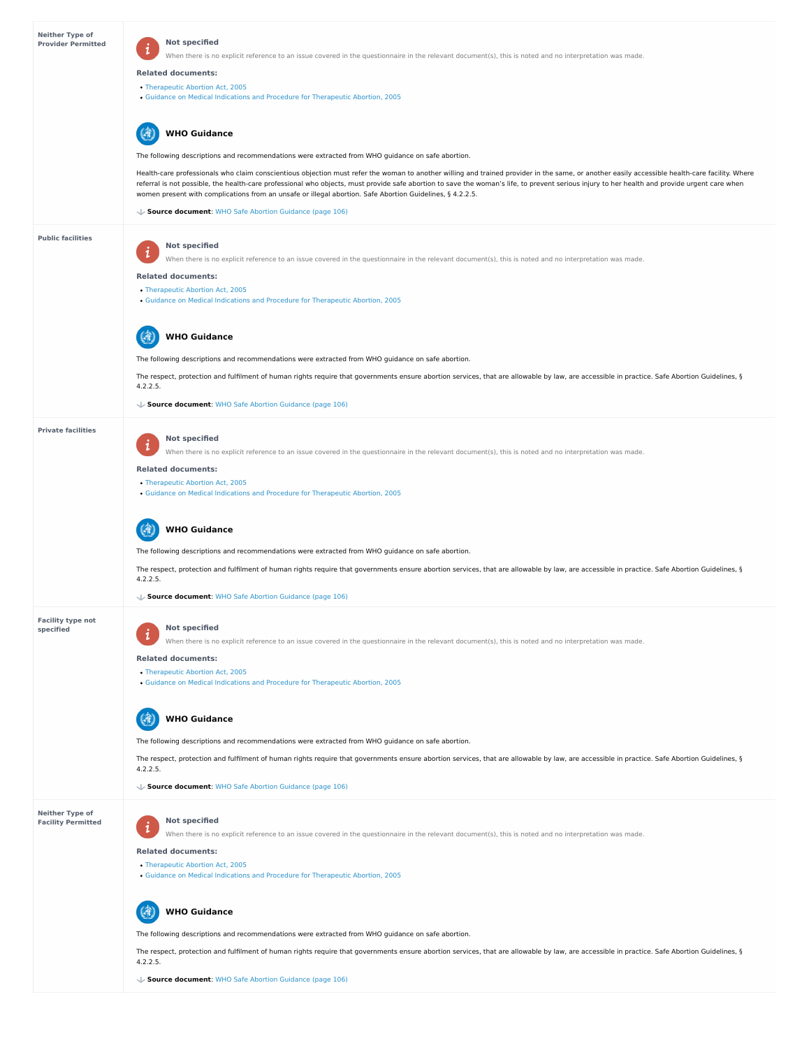| | |
|---|---|
| **Neither Type of Provider Permitted** | **Not specified**<br>When there is no explicit reference to an issue covered in the questionnaire in the relevant document(s), this is noted and no interpretation was made.<br><br>**Related documents:**<br>• Therapeutic Abortion Act, 2005<br>• Guidance on Medical Indications and Procedure for Therapeutic Abortion, 2005<br><br>**WHO Guidance**<br>The following descriptions and recommendations were extracted from WHO guidance on safe abortion.<br><br>Health-care professionals who claim conscientious objection must refer the woman to another willing and trained provider in the same, or another easily accessible health-care facility. Where referral is not possible, the health-care professional who objects, must provide safe abortion to save the woman's life, to prevent serious injury to her health and provide urgent care when women present with complications from an unsafe or illegal abortion. Safe Abortion Guidelines, § 4.2.2.5.<br><br>**Source document**: WHO Safe Abortion Guidance (page 106) |
| **Public facilities** | **Not specified**<br>When there is no explicit reference to an issue covered in the questionnaire in the relevant document(s), this is noted and no interpretation was made.<br><br>**Related documents:**<br>• Therapeutic Abortion Act, 2005<br>• Guidance on Medical Indications and Procedure for Therapeutic Abortion, 2005<br><br>**WHO Guidance**<br>The following descriptions and recommendations were extracted from WHO guidance on safe abortion.<br><br>The respect, protection and fulfilment of human rights require that governments ensure abortion services, that are allowable by law, are accessible in practice. Safe Abortion Guidelines, § 4.2.2.5.<br><br>**Source document**: WHO Safe Abortion Guidance (page 106) |
| **Private facilities** | **Not specified**<br>When there is no explicit reference to an issue covered in the questionnaire in the relevant document(s), this is noted and no interpretation was made.<br><br>**Related documents:**<br>• Therapeutic Abortion Act, 2005<br>• Guidance on Medical Indications and Procedure for Therapeutic Abortion, 2005<br><br>**WHO Guidance**<br>The following descriptions and recommendations were extracted from WHO guidance on safe abortion.<br><br>The respect, protection and fulfilment of human rights require that governments ensure abortion services, that are allowable by law, are accessible in practice. Safe Abortion Guidelines, § 4.2.2.5.<br><br>**Source document**: WHO Safe Abortion Guidance (page 106) |
| **Facility type not specified** | **Not specified**<br>When there is no explicit reference to an issue covered in the questionnaire in the relevant document(s), this is noted and no interpretation was made.<br><br>**Related documents:**<br>• Therapeutic Abortion Act, 2005<br>• Guidance on Medical Indications and Procedure for Therapeutic Abortion, 2005<br><br>**WHO Guidance**<br>The following descriptions and recommendations were extracted from WHO guidance on safe abortion.<br><br>The respect, protection and fulfilment of human rights require that governments ensure abortion services, that are allowable by law, are accessible in practice. Safe Abortion Guidelines, § 4.2.2.5.<br><br>**Source document**: WHO Safe Abortion Guidance (page 106) |
| **Neither Type of Facility Permitted** | **Not specified**<br>When there is no explicit reference to an issue covered in the questionnaire in the relevant document(s), this is noted and no interpretation was made.<br><br>**Related documents:**<br>• Therapeutic Abortion Act, 2005<br>• Guidance on Medical Indications and Procedure for Therapeutic Abortion, 2005<br><br>**WHO Guidance**<br>The following descriptions and recommendations were extracted from WHO guidance on safe abortion.<br><br>The respect, protection and fulfilment of human rights require that governments ensure abortion services, that are allowable by law, are accessible in practice. Safe Abortion Guidelines, § 4.2.2.5.<br><br>**Source document**: WHO Safe Abortion Guidance (page 106) |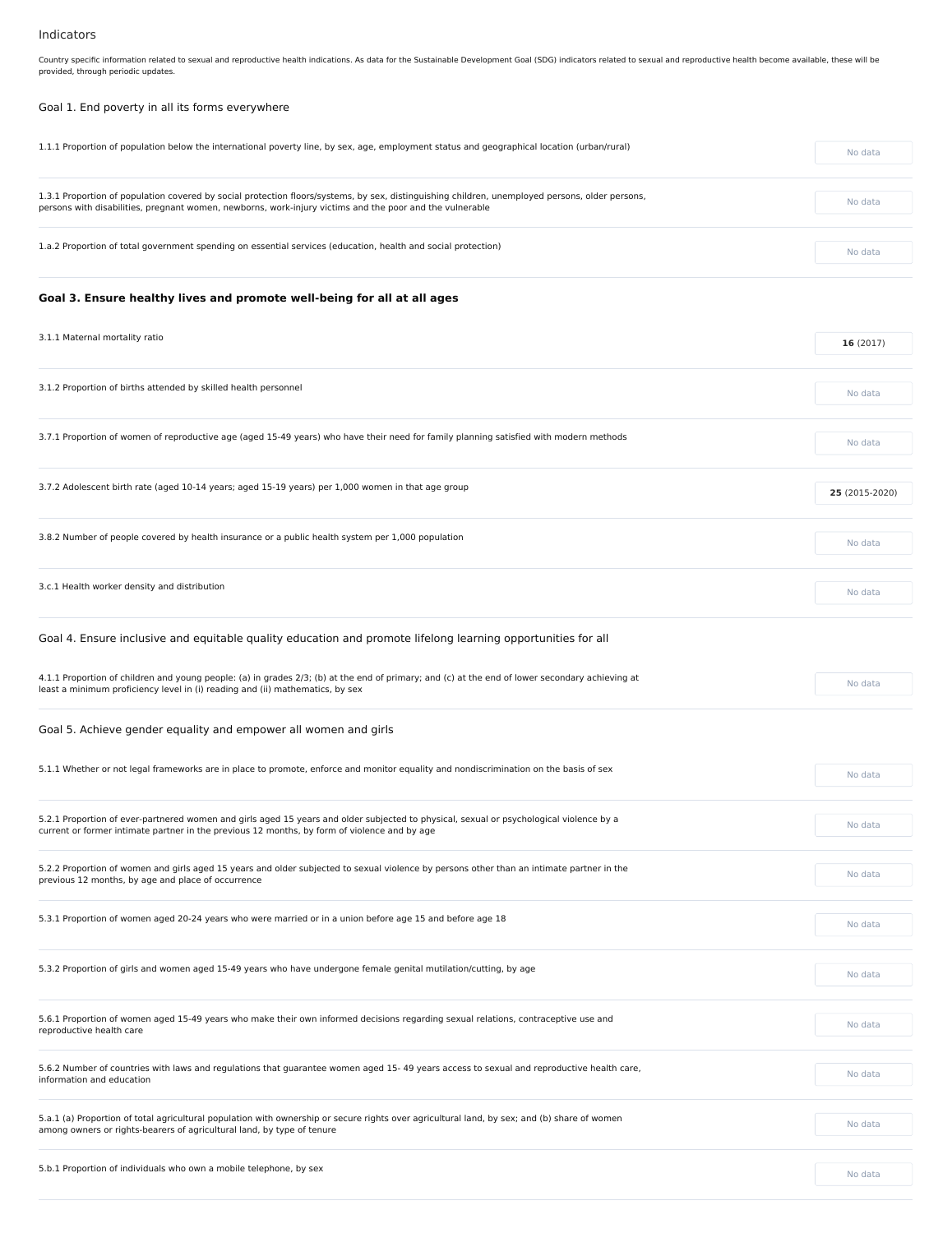## Indicators

Country specific information related to sexual and reproductive health indications. As data for the Sustainable Development Goal (SDG) indicators related to sexual and reproductive health become available, these will be provided, through periodic updates.

### Goal 1. End poverty in all its forms everywhere

| Indicator | Value |
|---|---|
| 1.1.1 Proportion of population below the international poverty line, by sex, age, employment status and geographical location (urban/rural) | No data |
| 1.3.1 Proportion of population covered by social protection floors/systems, by sex, distinguishing children, unemployed persons, older persons, persons with disabilities, pregnant women, newborns, work-injury victims and the poor and the vulnerable | No data |
| 1.a.2 Proportion of total government spending on essential services (education, health and social protection) | No data |

### Goal 3. Ensure healthy lives and promote well-being for all at all ages

| Indicator | Value |
|---|---|
| 3.1.1 Maternal mortality ratio | **16** (2017) |
| 3.1.2 Proportion of births attended by skilled health personnel | No data |
| 3.7.1 Proportion of women of reproductive age (aged 15-49 years) who have their need for family planning satisfied with modern methods | No data |
| 3.7.2 Adolescent birth rate (aged 10-14 years; aged 15-19 years) per 1,000 women in that age group | **25** (2015-2020) |
| 3.8.2 Number of people covered by health insurance or a public health system per 1,000 population | No data |
| 3.c.1 Health worker density and distribution | No data |

### Goal 4. Ensure inclusive and equitable quality education and promote lifelong learning opportunities for all

| Indicator | Value |
|---|---|
| 4.1.1 Proportion of children and young people: (a) in grades 2/3; (b) at the end of primary; and (c) at the end of lower secondary achieving at least a minimum proficiency level in (i) reading and (ii) mathematics, by sex | No data |

### Goal 5. Achieve gender equality and empower all women and girls

| Indicator | Value |
|---|---|
| 5.1.1 Whether or not legal frameworks are in place to promote, enforce and monitor equality and nondiscrimination on the basis of sex | No data |
| 5.2.1 Proportion of ever-partnered women and girls aged 15 years and older subjected to physical, sexual or psychological violence by a current or former intimate partner in the previous 12 months, by form of violence and by age | No data |
| 5.2.2 Proportion of women and girls aged 15 years and older subjected to sexual violence by persons other than an intimate partner in the previous 12 months, by age and place of occurrence | No data |
| 5.3.1 Proportion of women aged 20-24 years who were married or in a union before age 15 and before age 18 | No data |
| 5.3.2 Proportion of girls and women aged 15-49 years who have undergone female genital mutilation/cutting, by age | No data |
| 5.6.1 Proportion of women aged 15-49 years who make their own informed decisions regarding sexual relations, contraceptive use and reproductive health care | No data |
| 5.6.2 Number of countries with laws and regulations that guarantee women aged 15- 49 years access to sexual and reproductive health care, information and education | No data |
| 5.a.1 (a) Proportion of total agricultural population with ownership or secure rights over agricultural land, by sex; and (b) share of women among owners or rights-bearers of agricultural land, by type of tenure | No data |
| 5.b.1 Proportion of individuals who own a mobile telephone, by sex | No data |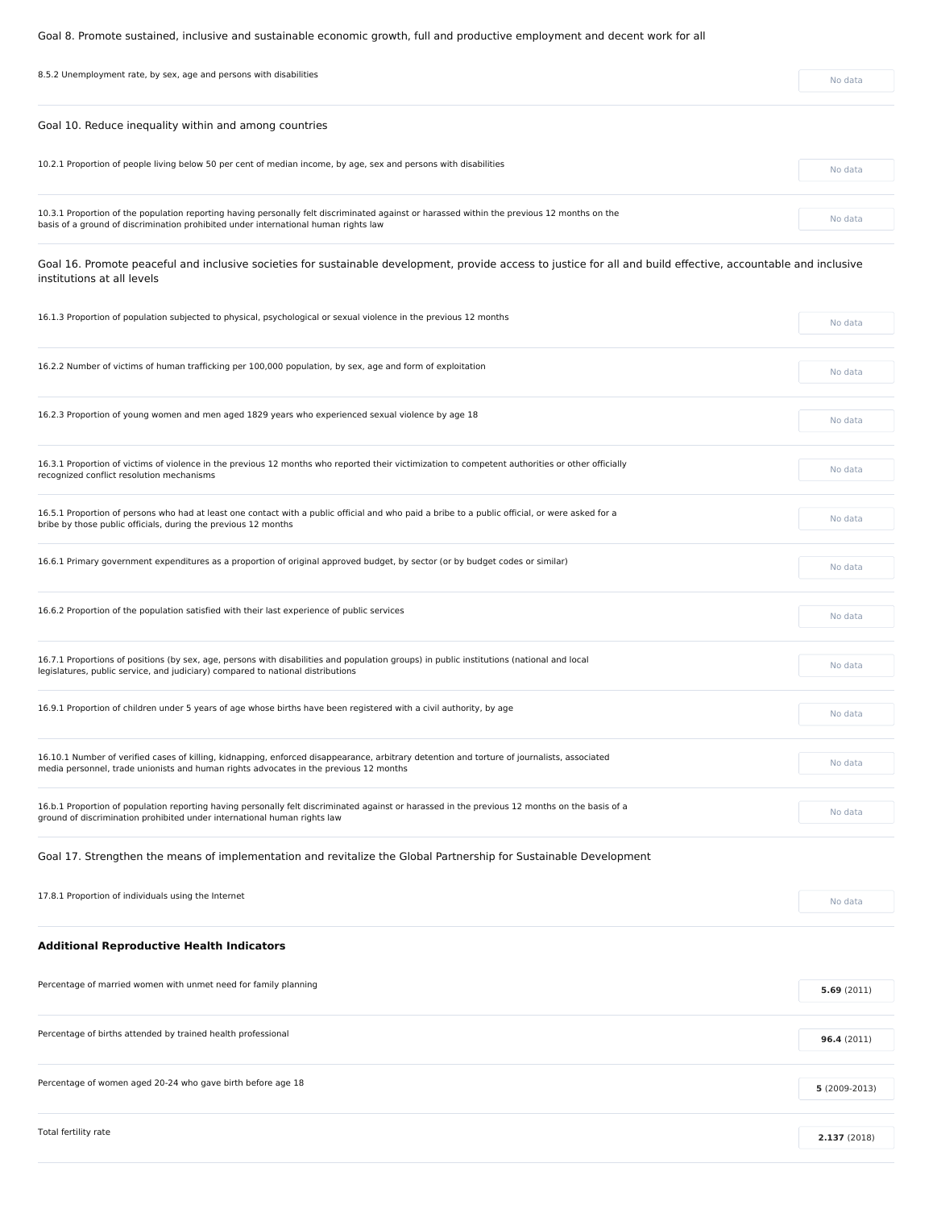Goal 8. Promote sustained, inclusive and sustainable economic growth, full and productive employment and decent work for all

| | |
|---|---|
| 8.5.2 Unemployment rate, by sex, age and persons with disabilities | No data |

Goal 10. Reduce inequality within and among countries

| | |
|---|---|
| 10.2.1 Proportion of people living below 50 per cent of median income, by age, sex and persons with disabilities | No data |
| 10.3.1 Proportion of the population reporting having personally felt discriminated against or harassed within the previous 12 months on the basis of a ground of discrimination prohibited under international human rights law | No data |

Goal 16. Promote peaceful and inclusive societies for sustainable development, provide access to justice for all and build effective, accountable and inclusive institutions at all levels

| | |
|---|---|
| 16.1.3 Proportion of population subjected to physical, psychological or sexual violence in the previous 12 months | No data |
| 16.2.2 Number of victims of human trafficking per 100,000 population, by sex, age and form of exploitation | No data |
| 16.2.3 Proportion of young women and men aged 1829 years who experienced sexual violence by age 18 | No data |
| 16.3.1 Proportion of victims of violence in the previous 12 months who reported their victimization to competent authorities or other officially recognized conflict resolution mechanisms | No data |
| 16.5.1 Proportion of persons who had at least one contact with a public official and who paid a bribe to a public official, or were asked for a bribe by those public officials, during the previous 12 months | No data |
| 16.6.1 Primary government expenditures as a proportion of original approved budget, by sector (or by budget codes or similar) | No data |
| 16.6.2 Proportion of the population satisfied with their last experience of public services | No data |
| 16.7.1 Proportions of positions (by sex, age, persons with disabilities and population groups) in public institutions (national and local legislatures, public service, and judiciary) compared to national distributions | No data |
| 16.9.1 Proportion of children under 5 years of age whose births have been registered with a civil authority, by age | No data |
| 16.10.1 Number of verified cases of killing, kidnapping, enforced disappearance, arbitrary detention and torture of journalists, associated media personnel, trade unionists and human rights advocates in the previous 12 months | No data |
| 16.b.1 Proportion of population reporting having personally felt discriminated against or harassed in the previous 12 months on the basis of a ground of discrimination prohibited under international human rights law | No data |

Goal 17. Strengthen the means of implementation and revitalize the Global Partnership for Sustainable Development

| | |
|---|---|
| 17.8.1 Proportion of individuals using the Internet | No data |

**Additional Reproductive Health Indicators**

| | |
|---|---|
| Percentage of married women with unmet need for family planning | **5.69** (2011) |
| Percentage of births attended by trained health professional | **96.4** (2011) |
| Percentage of women aged 20-24 who gave birth before age 18 | **5** (2009-2013) |
| Total fertility rate | **2.137** (2018) |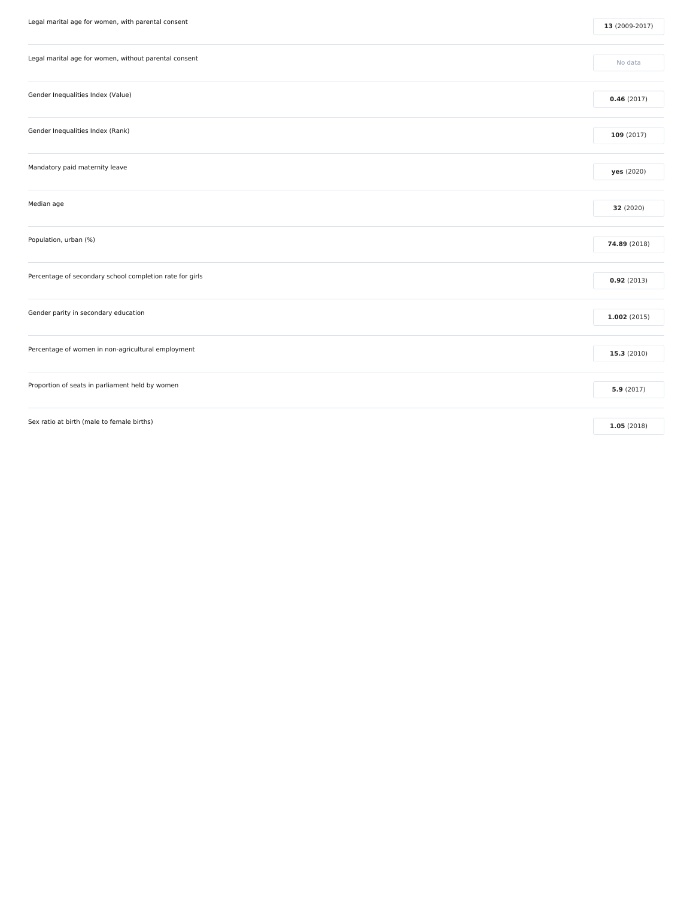| | |
|---|---|
| Legal marital age for women, with parental consent | **13** (2009-2017) |
| Legal marital age for women, without parental consent | No data |
| Gender Inequalities Index (Value) | **0.46** (2017) |
| Gender Inequalities Index (Rank) | **109** (2017) |
| Mandatory paid maternity leave | **yes** (2020) |
| Median age | **32** (2020) |
| Population, urban (%) | **74.89** (2018) |
| Percentage of secondary school completion rate for girls | **0.92** (2013) |
| Gender parity in secondary education | **1.002** (2015) |
| Percentage of women in non-agricultural employment | **15.3** (2010) |
| Proportion of seats in parliament held by women | **5.9** (2017) |
| Sex ratio at birth (male to female births) | **1.05** (2018) |